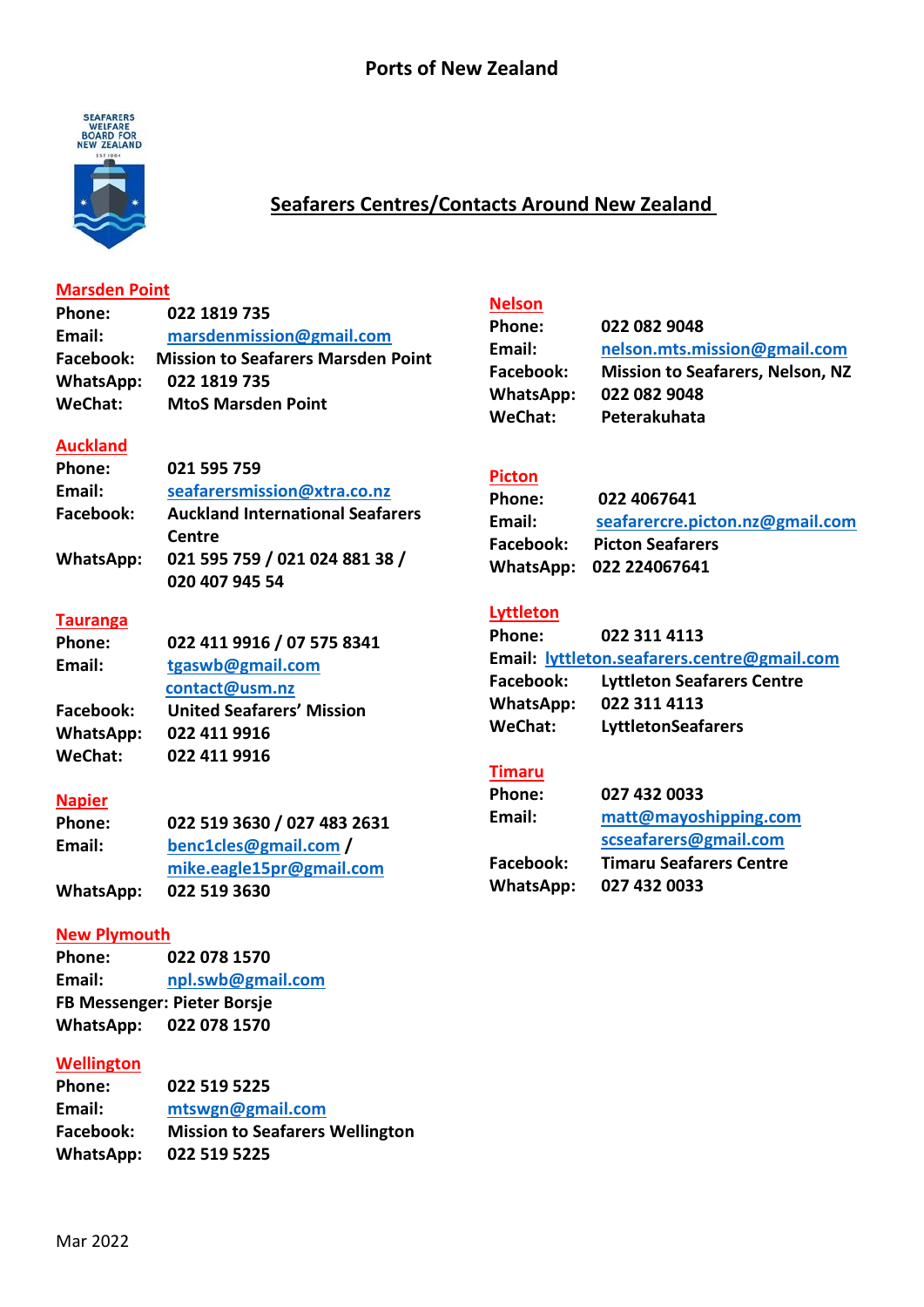# Ports of New Zealand

## Seafarers Centres/Contacts Around New Zealand

### Marsden Point

**Phone:** 022 1819 735
**Email:** marsdenmission@gmail.com
**Facebook:** Mission to Seafarers Marsden Point
**WhatsApp:** 022 1819 735
**WeChat:** MtoS Marsden Point

### Auckland

**Phone:** 021 595 759
**Email:** seafarersmission@xtra.co.nz
**Facebook:** Auckland International Seafarers Centre
**WhatsApp:** 021 595 759 / 021 024 881 38 / 020 407 945 54

### Tauranga

**Phone:** 022 411 9916 / 07 575 8341
**Email:** tgaswb@gmail.com contact@usm.nz
**Facebook:** United Seafarers' Mission
**WhatsApp:** 022 411 9916
**WeChat:** 022 411 9916

### Napier

**Phone:** 022 519 3630 / 027 483 2631
**Email:** benc1cles@gmail.com / mike.eagle15pr@gmail.com
**WhatsApp:** 022 519 3630

### New Plymouth

**Phone:** 022 078 1570
**Email:** npl.swb@gmail.com
**FB Messenger:** Pieter Borsje
**WhatsApp:** 022 078 1570

### Wellington

**Phone:** 022 519 5225
**Email:** mtswgn@gmail.com
**Facebook:** Mission to Seafarers Wellington
**WhatsApp:** 022 519 5225

### Nelson

**Phone:** 022 082 9048
**Email:** nelson.mts.mission@gmail.com
**Facebook:** Mission to Seafarers, Nelson, NZ
**WhatsApp:** 022 082 9048
**WeChat:** Peterakuhata

### Picton

**Phone:** 022 4067641
**Email:** seafarercre.picton.nz@gmail.com
**Facebook:** Picton Seafarers
**WhatsApp:** 022 224067641

### Lyttleton

**Phone:** 022 311 4113
**Email:** lyttleton.seafarers.centre@gmail.com
**Facebook:** Lyttleton Seafarers Centre
**WhatsApp:** 022 311 4113
**WeChat:** LyttletonSeafarers

### Timaru

**Phone:** 027 432 0033
**Email:** matt@mayoshipping.com scseafarers@gmail.com
**Facebook:** Timaru Seafarers Centre
**WhatsApp:** 027 432 0033

Mar 2022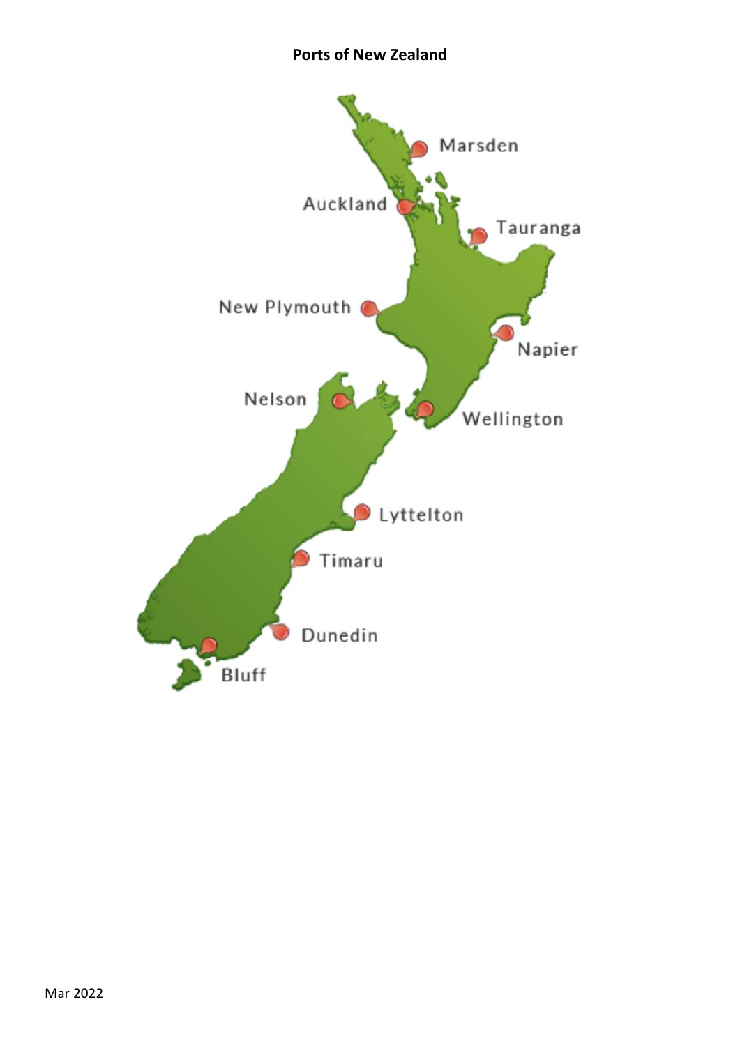**Ports of New Zealand**

Marsden

Auckland

Tauranga

New Plymouth

Napier

Nelson

Wellington

Lyttelton

Timaru

Dunedin

Bluff

Mar 2022